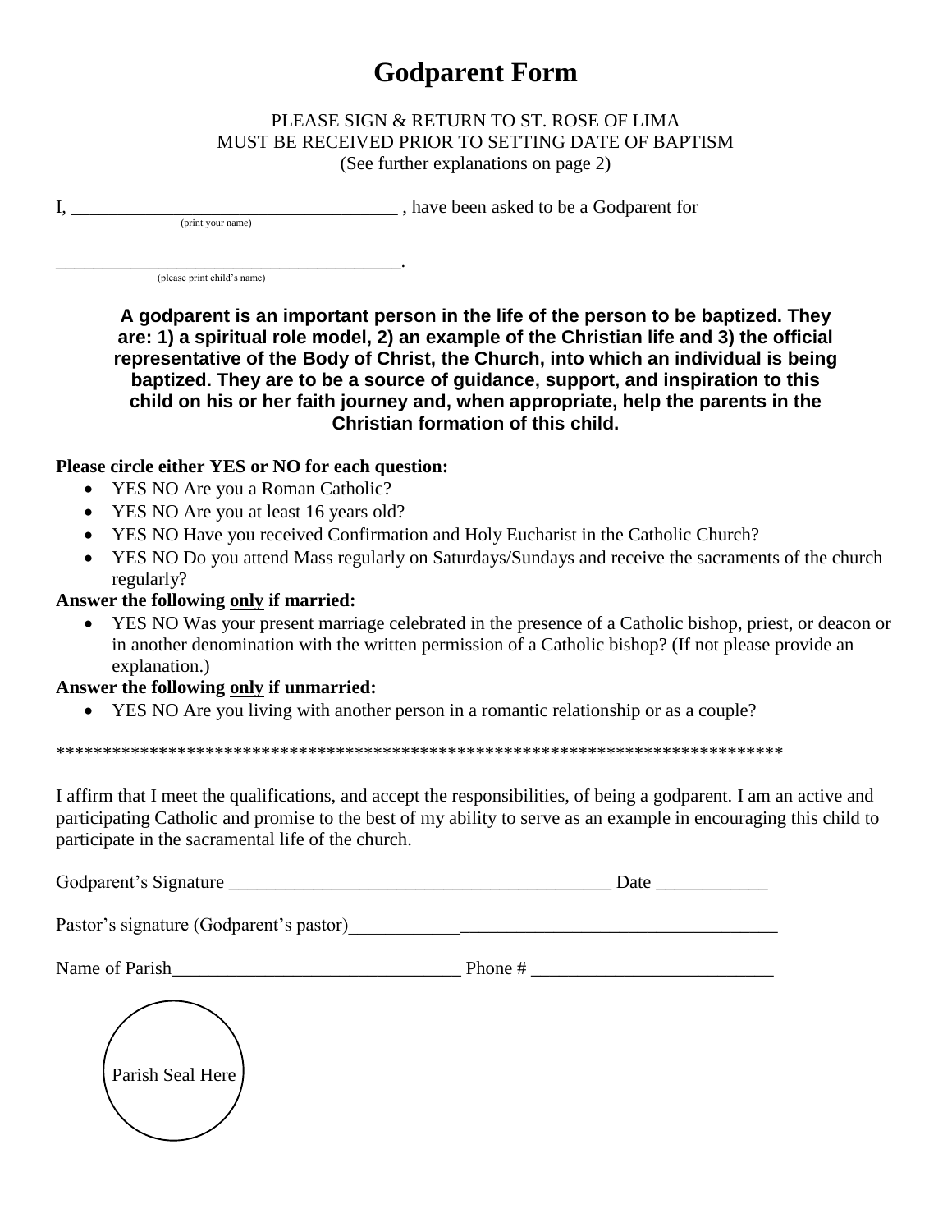# Godparent Form

PLEASE SIGN & RETURN TO ST. ROSE OF LIMA
MUST BE RECEIVED PRIOR TO SETTING DATE OF BAPTISM
(See further explanations on page 2)

I, ___________________________________ , have been asked to be a Godparent for
(print your name)

________________________________________.
(please print child's name)

**A godparent is an important person in the life of the person to be baptized. They are: 1) a spiritual role model, 2) an example of the Christian life and 3) the official representative of the Body of Christ, the Church, into which an individual is being baptized. They are to be a source of guidance, support, and inspiration to this child on his or her faith journey and, when appropriate, help the parents in the Christian formation of this child.**

**Please circle either YES or NO for each question:**

- YES NO Are you a Roman Catholic?
- YES NO Are you at least 16 years old?
- YES NO Have you received Confirmation and Holy Eucharist in the Catholic Church?
- YES NO Do you attend Mass regularly on Saturdays/Sundays and receive the sacraments of the church regularly?

**Answer the following only if married:**

- YES NO Was your present marriage celebrated in the presence of a Catholic bishop, priest, or deacon or in another denomination with the written permission of a Catholic bishop? (If not please provide an explanation.)

**Answer the following only if unmarried:**

- YES NO Are you living with another person in a romantic relationship or as a couple?

*******************************************************************************

I affirm that I meet the qualifications, and accept the responsibilities, of being a godparent. I am an active and participating Catholic and promise to the best of my ability to serve as an example in encouraging this child to participate in the sacramental life of the church.

Godparent's Signature __________________________________________ Date ____________

Pastor's signature (Godparent's pastor)______________________________________________

Name of Parish_______________________________ Phone # __________________________

Parish Seal Here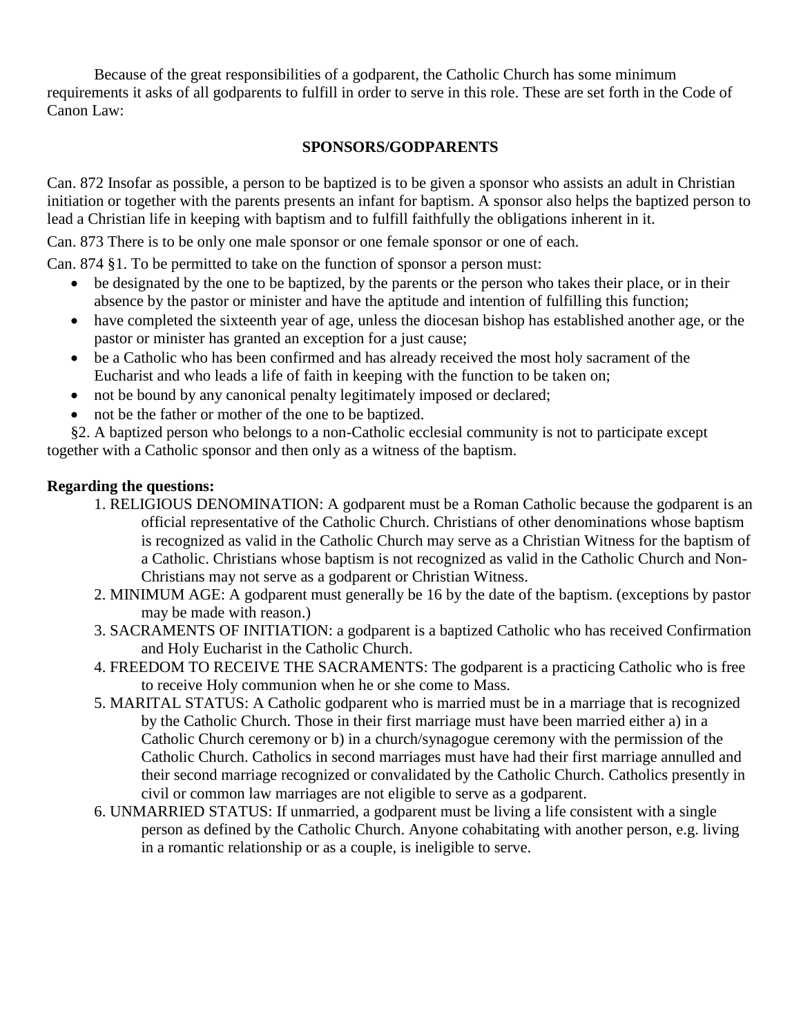Because of the great responsibilities of a godparent, the Catholic Church has some minimum requirements it asks of all godparents to fulfill in order to serve in this role. These are set forth in the Code of Canon Law:

## SPONSORS/GODPARENTS

Can. 872 Insofar as possible, a person to be baptized is to be given a sponsor who assists an adult in Christian initiation or together with the parents presents an infant for baptism. A sponsor also helps the baptized person to lead a Christian life in keeping with baptism and to fulfill faithfully the obligations inherent in it.

Can. 873 There is to be only one male sponsor or one female sponsor or one of each.

Can. 874 §1. To be permitted to take on the function of sponsor a person must:

- be designated by the one to be baptized, by the parents or the person who takes their place, or in their absence by the pastor or minister and have the aptitude and intention of fulfilling this function;
- have completed the sixteenth year of age, unless the diocesan bishop has established another age, or the pastor or minister has granted an exception for a just cause;
- be a Catholic who has been confirmed and has already received the most holy sacrament of the Eucharist and who leads a life of faith in keeping with the function to be taken on;
- not be bound by any canonical penalty legitimately imposed or declared;
- not be the father or mother of the one to be baptized.

§2. A baptized person who belongs to a non-Catholic ecclesial community is not to participate except together with a Catholic sponsor and then only as a witness of the baptism.

**Regarding the questions:**

1. RELIGIOUS DENOMINATION: A godparent must be a Roman Catholic because the godparent is an official representative of the Catholic Church. Christians of other denominations whose baptism is recognized as valid in the Catholic Church may serve as a Christian Witness for the baptism of a Catholic. Christians whose baptism is not recognized as valid in the Catholic Church and Non-Christians may not serve as a godparent or Christian Witness.
2. MINIMUM AGE: A godparent must generally be 16 by the date of the baptism. (exceptions by pastor may be made with reason.)
3. SACRAMENTS OF INITIATION: a godparent is a baptized Catholic who has received Confirmation and Holy Eucharist in the Catholic Church.
4. FREEDOM TO RECEIVE THE SACRAMENTS: The godparent is a practicing Catholic who is free to receive Holy communion when he or she come to Mass.
5. MARITAL STATUS: A Catholic godparent who is married must be in a marriage that is recognized by the Catholic Church. Those in their first marriage must have been married either a) in a Catholic Church ceremony or b) in a church/synagogue ceremony with the permission of the Catholic Church. Catholics in second marriages must have had their first marriage annulled and their second marriage recognized or convalidated by the Catholic Church. Catholics presently in civil or common law marriages are not eligible to serve as a godparent.
6. UNMARRIED STATUS: If unmarried, a godparent must be living a life consistent with a single person as defined by the Catholic Church. Anyone cohabitating with another person, e.g. living in a romantic relationship or as a couple, is ineligible to serve.